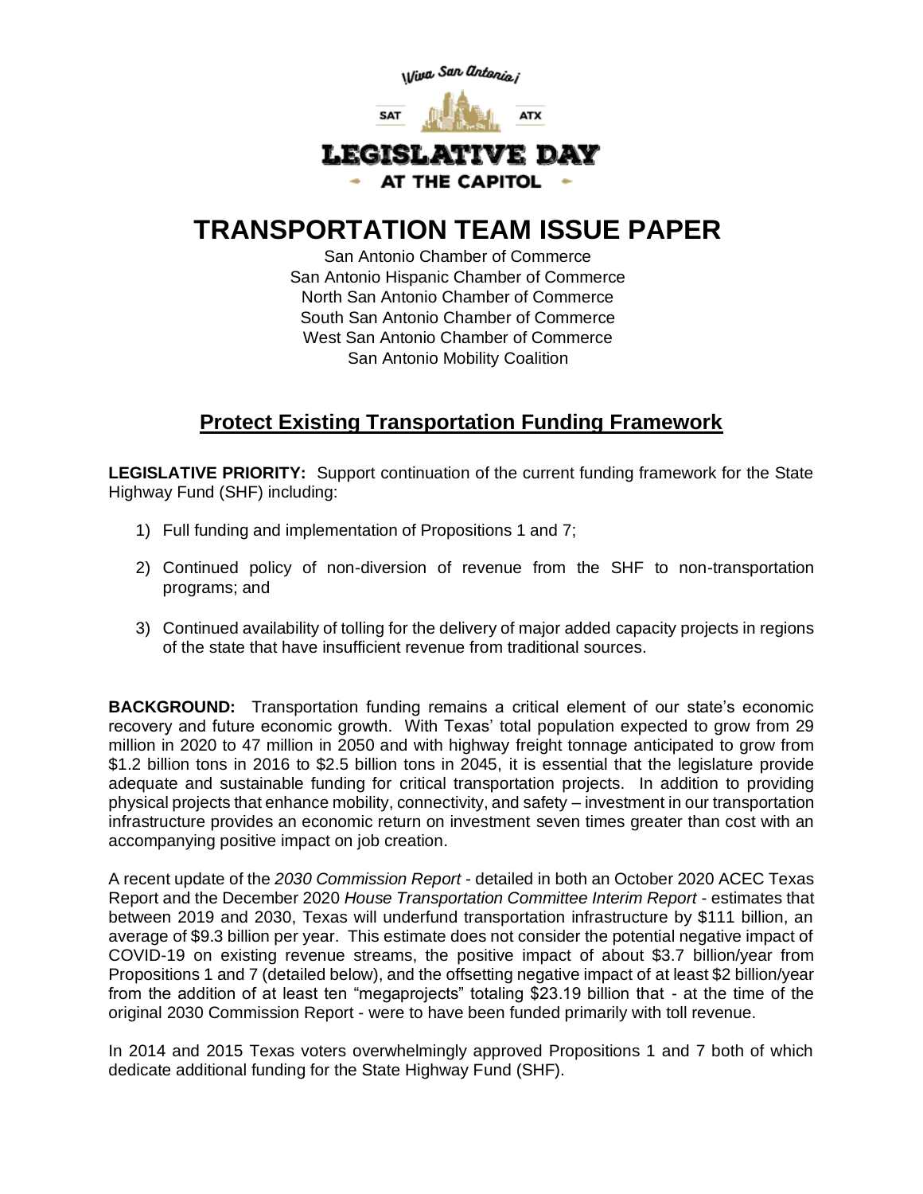¡Viva San Antonio!

SAT ATX

LEGISLATIVE DAY

AT THE CAPITOL

# TRANSPORTATION TEAM ISSUE PAPER

San Antonio Chamber of Commerce
San Antonio Hispanic Chamber of Commerce
North San Antonio Chamber of Commerce
South San Antonio Chamber of Commerce
West San Antonio Chamber of Commerce
San Antonio Mobility Coalition

## Protect Existing Transportation Funding Framework

**LEGISLATIVE PRIORITY:** Support continuation of the current funding framework for the State Highway Fund (SHF) including:

1) Full funding and implementation of Propositions 1 and 7;

2) Continued policy of non-diversion of revenue from the SHF to non-transportation programs; and

3) Continued availability of tolling for the delivery of major added capacity projects in regions of the state that have insufficient revenue from traditional sources.

**BACKGROUND:** Transportation funding remains a critical element of our state's economic recovery and future economic growth. With Texas' total population expected to grow from 29 million in 2020 to 47 million in 2050 and with highway freight tonnage anticipated to grow from $1.2 billion tons in 2016 to $2.5 billion tons in 2045, it is essential that the legislature provide adequate and sustainable funding for critical transportation projects. In addition to providing physical projects that enhance mobility, connectivity, and safety – investment in our transportation infrastructure provides an economic return on investment seven times greater than cost with an accompanying positive impact on job creation.

A recent update of the *2030 Commission Report* - detailed in both an October 2020 ACEC Texas Report and the December 2020 *House Transportation Committee Interim Report* - estimates that between 2019 and 2030, Texas will underfund transportation infrastructure by $111 billion, an average of $9.3 billion per year. This estimate does not consider the potential negative impact of COVID-19 on existing revenue streams, the positive impact of about $3.7 billion/year from Propositions 1 and 7 (detailed below), and the offsetting negative impact of at least $2 billion/year from the addition of at least ten "megaprojects" totaling $23.19 billion that - at the time of the original 2030 Commission Report - were to have been funded primarily with toll revenue.

In 2014 and 2015 Texas voters overwhelmingly approved Propositions 1 and 7 both of which dedicate additional funding for the State Highway Fund (SHF).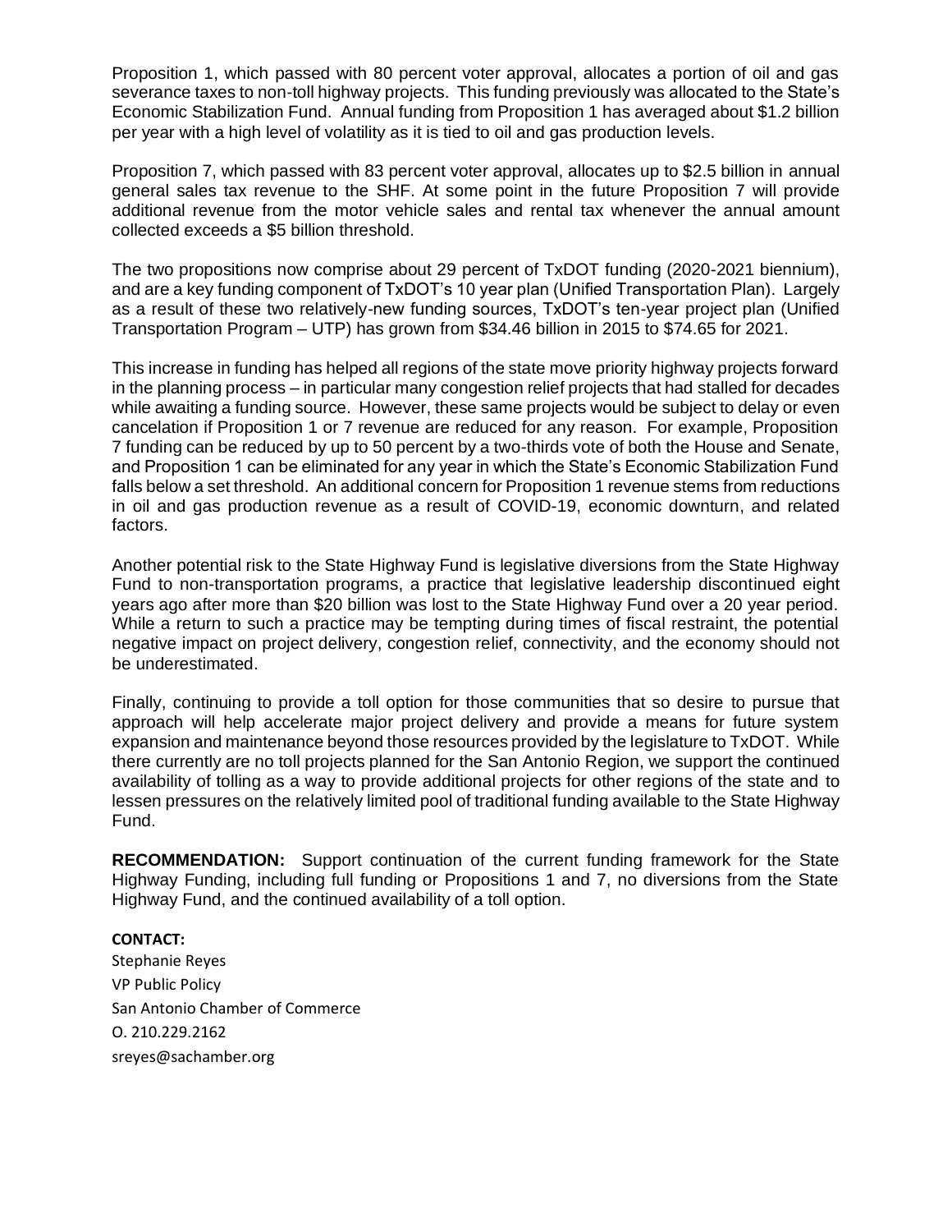Proposition 1, which passed with 80 percent voter approval, allocates a portion of oil and gas severance taxes to non-toll highway projects. This funding previously was allocated to the State's Economic Stabilization Fund. Annual funding from Proposition 1 has averaged about $1.2 billion per year with a high level of volatility as it is tied to oil and gas production levels.

Proposition 7, which passed with 83 percent voter approval, allocates up to $2.5 billion in annual general sales tax revenue to the SHF. At some point in the future Proposition 7 will provide additional revenue from the motor vehicle sales and rental tax whenever the annual amount collected exceeds a $5 billion threshold.

The two propositions now comprise about 29 percent of TxDOT funding (2020-2021 biennium), and are a key funding component of TxDOT's 10 year plan (Unified Transportation Plan). Largely as a result of these two relatively-new funding sources, TxDOT's ten-year project plan (Unified Transportation Program – UTP) has grown from $34.46 billion in 2015 to $74.65 for 2021.

This increase in funding has helped all regions of the state move priority highway projects forward in the planning process – in particular many congestion relief projects that had stalled for decades while awaiting a funding source. However, these same projects would be subject to delay or even cancelation if Proposition 1 or 7 revenue are reduced for any reason. For example, Proposition 7 funding can be reduced by up to 50 percent by a two-thirds vote of both the House and Senate, and Proposition 1 can be eliminated for any year in which the State's Economic Stabilization Fund falls below a set threshold. An additional concern for Proposition 1 revenue stems from reductions in oil and gas production revenue as a result of COVID-19, economic downturn, and related factors.

Another potential risk to the State Highway Fund is legislative diversions from the State Highway Fund to non-transportation programs, a practice that legislative leadership discontinued eight years ago after more than $20 billion was lost to the State Highway Fund over a 20 year period. While a return to such a practice may be tempting during times of fiscal restraint, the potential negative impact on project delivery, congestion relief, connectivity, and the economy should not be underestimated.

Finally, continuing to provide a toll option for those communities that so desire to pursue that approach will help accelerate major project delivery and provide a means for future system expansion and maintenance beyond those resources provided by the legislature to TxDOT. While there currently are no toll projects planned for the San Antonio Region, we support the continued availability of tolling as a way to provide additional projects for other regions of the state and to lessen pressures on the relatively limited pool of traditional funding available to the State Highway Fund.

**RECOMMENDATION:** Support continuation of the current funding framework for the State Highway Funding, including full funding or Propositions 1 and 7, no diversions from the State Highway Fund, and the continued availability of a toll option.

**CONTACT:**

Stephanie Reyes
VP Public Policy
San Antonio Chamber of Commerce
O. 210.229.2162
sreyes@sachamber.org